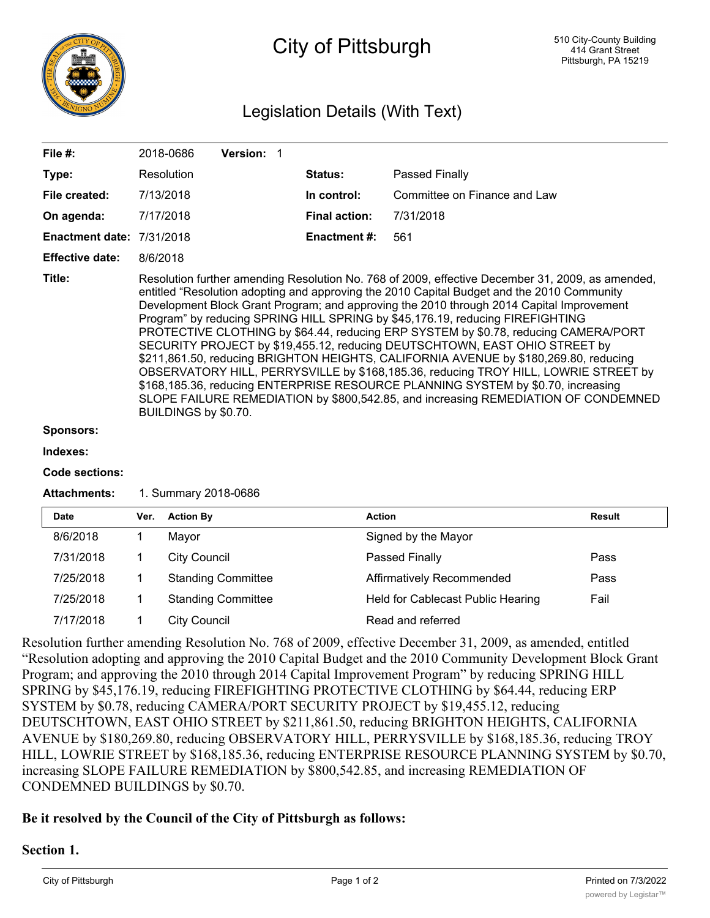# City of Pittsburgh

510 City-County Building
414 Grant Street
Pittsburgh, PA 15219

## Legislation Details (With Text)

| | | | |
|---|---|---|---|
| **File #:** | 2018-0686 **Version:** 1 | | |
| **Type:** | Resolution | **Status:** | Passed Finally |
| **File created:** | 7/13/2018 | **In control:** | Committee on Finance and Law |
| **On agenda:** | 7/17/2018 | **Final action:** | 7/31/2018 |
| **Enactment date:** | 7/31/2018 | **Enactment #:** | 561 |
| **Effective date:** | 8/6/2018 | | |

**Title:** Resolution further amending Resolution No. 768 of 2009, effective December 31, 2009, as amended, entitled "Resolution adopting and approving the 2010 Capital Budget and the 2010 Community Development Block Grant Program; and approving the 2010 through 2014 Capital Improvement Program" by reducing SPRING HILL SPRING by $45,176.19, reducing FIREFIGHTING PROTECTIVE CLOTHING by $64.44, reducing ERP SYSTEM by $0.78, reducing CAMERA/PORT SECURITY PROJECT by $19,455.12, reducing DEUTSCHTOWN, EAST OHIO STREET by $211,861.50, reducing BRIGHTON HEIGHTS, CALIFORNIA AVENUE by $180,269.80, reducing OBSERVATORY HILL, PERRYSVILLE by $168,185.36, reducing TROY HILL, LOWRIE STREET by $168,185.36, reducing ENTERPRISE RESOURCE PLANNING SYSTEM by $0.70, increasing SLOPE FAILURE REMEDIATION by $800,542.85, and increasing REMEDIATION OF CONDEMNED BUILDINGS by $0.70.

**Sponsors:**

**Indexes:**

**Code sections:**

**Attachments:** 1. Summary 2018-0686

| Date | Ver. | Action By | Action | Result |
|---|---|---|---|---|
| 8/6/2018 | 1 | Mayor | Signed by the Mayor | |
| 7/31/2018 | 1 | City Council | Passed Finally | Pass |
| 7/25/2018 | 1 | Standing Committee | Affirmatively Recommended | Pass |
| 7/25/2018 | 1 | Standing Committee | Held for Cablecast Public Hearing | Fail |
| 7/17/2018 | 1 | City Council | Read and referred | |

Resolution further amending Resolution No. 768 of 2009, effective December 31, 2009, as amended, entitled "Resolution adopting and approving the 2010 Capital Budget and the 2010 Community Development Block Grant Program; and approving the 2010 through 2014 Capital Improvement Program" by reducing SPRING HILL SPRING by $45,176.19, reducing FIREFIGHTING PROTECTIVE CLOTHING by $64.44, reducing ERP SYSTEM by $0.78, reducing CAMERA/PORT SECURITY PROJECT by $19,455.12, reducing DEUTSCHTOWN, EAST OHIO STREET by $211,861.50, reducing BRIGHTON HEIGHTS, CALIFORNIA AVENUE by $180,269.80, reducing OBSERVATORY HILL, PERRYSVILLE by $168,185.36, reducing TROY HILL, LOWRIE STREET by $168,185.36, reducing ENTERPRISE RESOURCE PLANNING SYSTEM by $0.70, increasing SLOPE FAILURE REMEDIATION by $800,542.85, and increasing REMEDIATION OF CONDEMNED BUILDINGS by $0.70.

**Be it resolved by the Council of the City of Pittsburgh as follows:**

**Section 1.**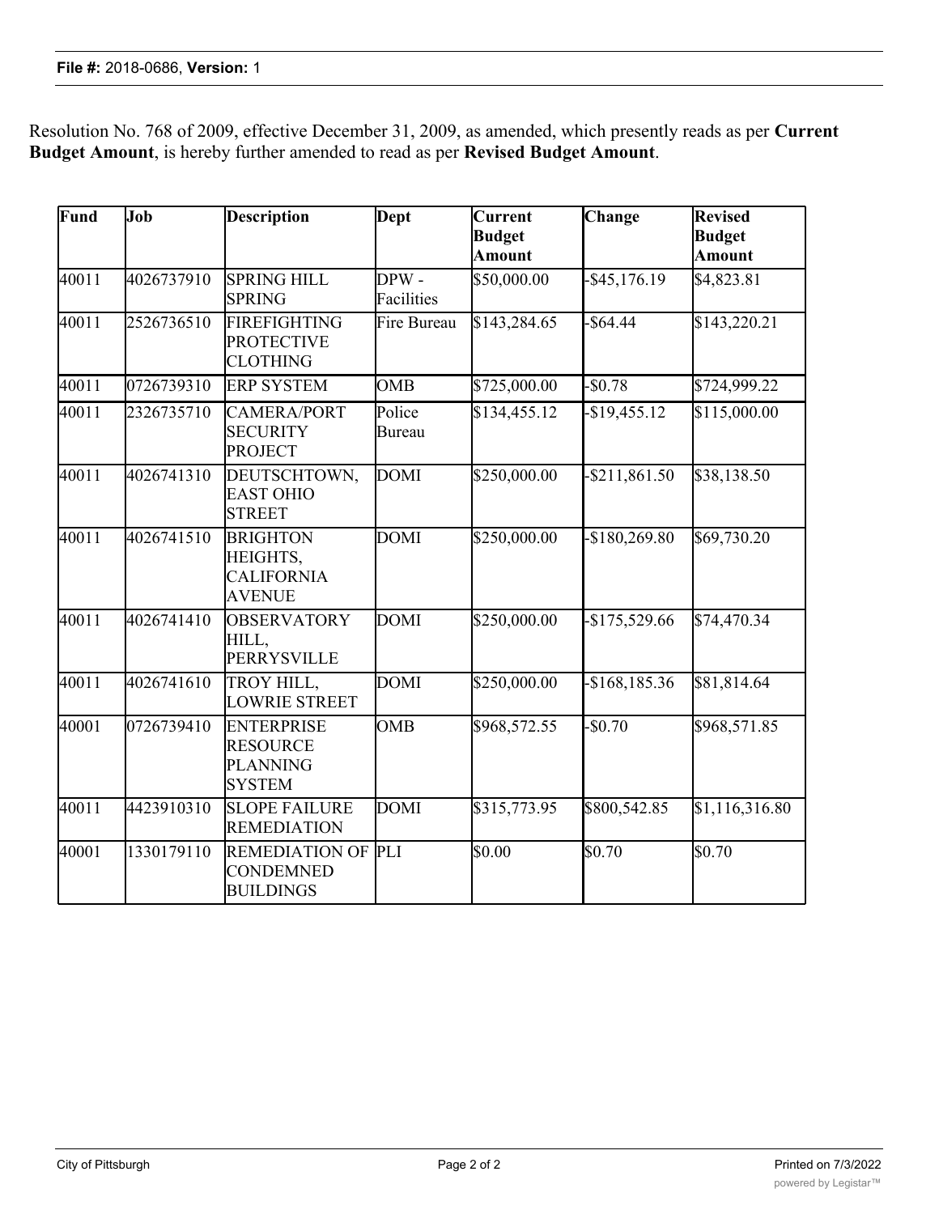Resolution No. 768 of 2009, effective December 31, 2009, as amended, which presently reads as per **Current Budget Amount**, is hereby further amended to read as per **Revised Budget Amount**.

| Fund | Job | Description | Dept | Current Budget Amount | Change | Revised Budget Amount |
|---|---|---|---|---|---|---|
| 40011 | 4026737910 | SPRING HILL SPRING | DPW - Facilities | $50,000.00 | -$45,176.19 | $4,823.81 |
| 40011 | 2526736510 | FIREFIGHTING PROTECTIVE CLOTHING | Fire Bureau | $143,284.65 | -$64.44 | $143,220.21 |
| 40011 | 0726739310 | ERP SYSTEM | OMB | $725,000.00 | -$0.78 | $724,999.22 |
| 40011 | 2326735710 | CAMERA/PORT SECURITY PROJECT | Police Bureau | $134,455.12 | -$19,455.12 | $115,000.00 |
| 40011 | 4026741310 | DEUTSCHTOWN, EAST OHIO STREET | DOMI | $250,000.00 | -$211,861.50 | $38,138.50 |
| 40011 | 4026741510 | BRIGHTON HEIGHTS, CALIFORNIA AVENUE | DOMI | $250,000.00 | -$180,269.80 | $69,730.20 |
| 40011 | 4026741410 | OBSERVATORY HILL, PERRYSVILLE | DOMI | $250,000.00 | -$175,529.66 | $74,470.34 |
| 40011 | 4026741610 | TROY HILL, LOWRIE STREET | DOMI | $250,000.00 | -$168,185.36 | $81,814.64 |
| 40001 | 0726739410 | ENTERPRISE RESOURCE PLANNING SYSTEM | OMB | $968,572.55 | -$0.70 | $968,571.85 |
| 40011 | 4423910310 | SLOPE FAILURE REMEDIATION | DOMI | $315,773.95 | $800,542.85 | $1,116,316.80 |
| 40001 | 1330179110 | REMEDIATION OF CONDEMNED BUILDINGS | PLI | $0.00 | $0.70 | $0.70 |